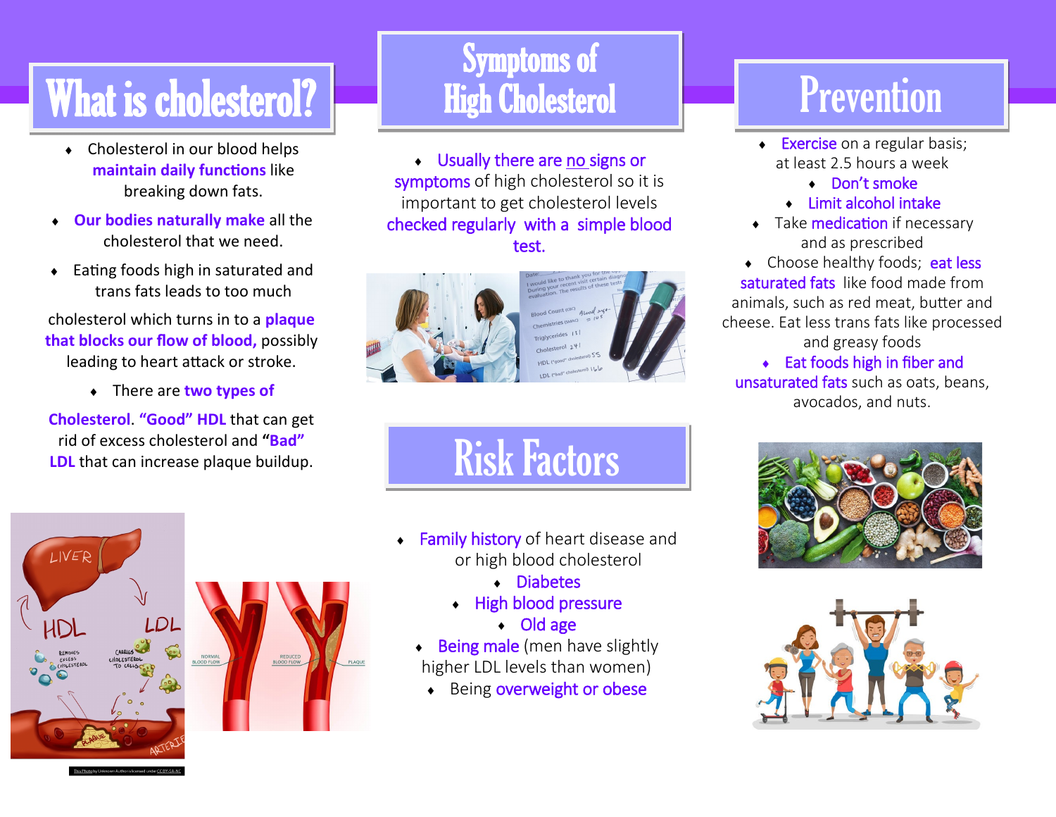# What is cholesterol?

- Cholesterol in our blood helps **maintain daily functions** like breaking down fats.
- **Our bodies naturally make** all the cholesterol that we need.
- Eating foods high in saturated and trans fats leads to too much cholesterol which turns in to a **plaque that blocks our flow of blood,** possibly leading to heart attack or stroke.
- There are **two types of Cholesterol**. **"Good" HDL** that can get rid of excess cholesterol and **"Bad" LDL** that can increase plaque buildup.

# Symptoms of High Cholesterol

- Usually there are no signs or symptoms of high cholesterol so it is important to get cholesterol levels checked regularly with a simple blood test.

# Risk Factors

- Family history of heart disease and or high blood cholesterol
- Diabetes
- High blood pressure
- Old age
- Being male (men have slightly higher LDL levels than women)
- Being overweight or obese

# Prevention

- Exercise on a regular basis; at least 2.5 hours a week
- Don't smoke
- Limit alcohol intake
- Take medication if necessary and as prescribed
- Choose healthy foods; eat less saturated fats like food made from animals, such as red meat, butter and cheese. Eat less trans fats like processed and greasy foods
- Eat foods high in fiber and unsaturated fats such as oats, beans, avocados, and nuts.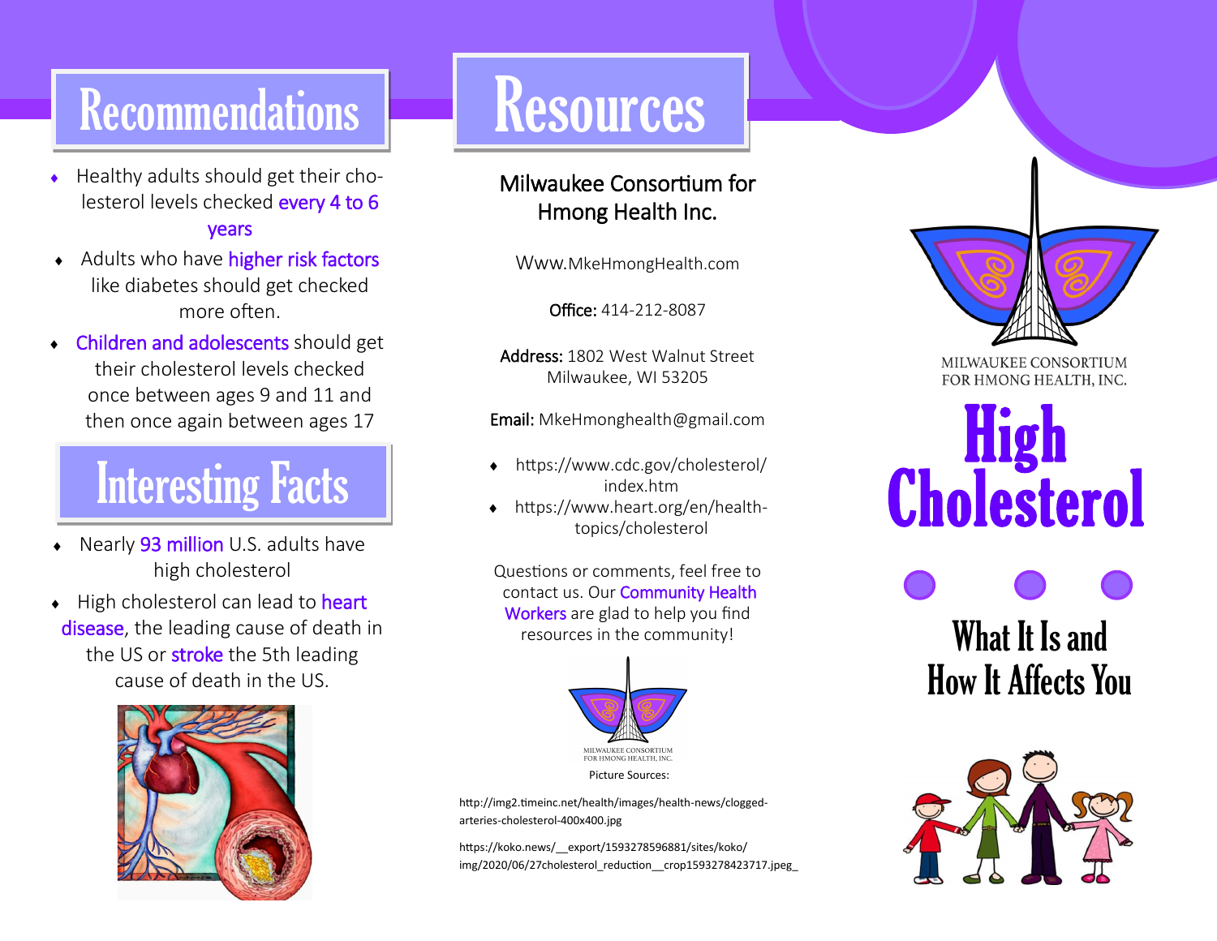## Recommendations

- Healthy adults should get their cholesterol levels checked every 4 to 6 years
- Adults who have higher risk factors like diabetes should get checked more often.
- Children and adolescents should get their cholesterol levels checked once between ages 9 and 11 and then once again between ages 17

## Interesting Facts

- Nearly 93 million U.S. adults have high cholesterol
- High cholesterol can lead to heart disease, the leading cause of death in the US or stroke the 5th leading cause of death in the US.

## Resources

**Milwaukee Consortium for Hmong Health Inc.**

Www.MkeHmongHealth.com

**Office:** 414-212-8087

**Address:** 1802 West Walnut Street Milwaukee, WI 53205

**Email:** MkeHmonghealth@gmail.com

- https://www.cdc.gov/cholesterol/index.htm
- https://www.heart.org/en/health-topics/cholesterol

Questions or comments, feel free to contact us. Our Community Health Workers are glad to help you find resources in the community!

MILWAUKEE CONSORTIUM FOR HMONG HEALTH, INC.

Picture Sources:

http://img2.timeinc.net/health/images/health-news/clogged-arteries-cholesterol-400x400.jpg

https://koko.news/__export/1593278596881/sites/koko/img/2020/06/27cholesterol_reduction__crop1593278423717.jpeg_

MILWAUKEE CONSORTIUM FOR HMONG HEALTH, INC.

# High Cholesterol

## What It Is and How It Affects You